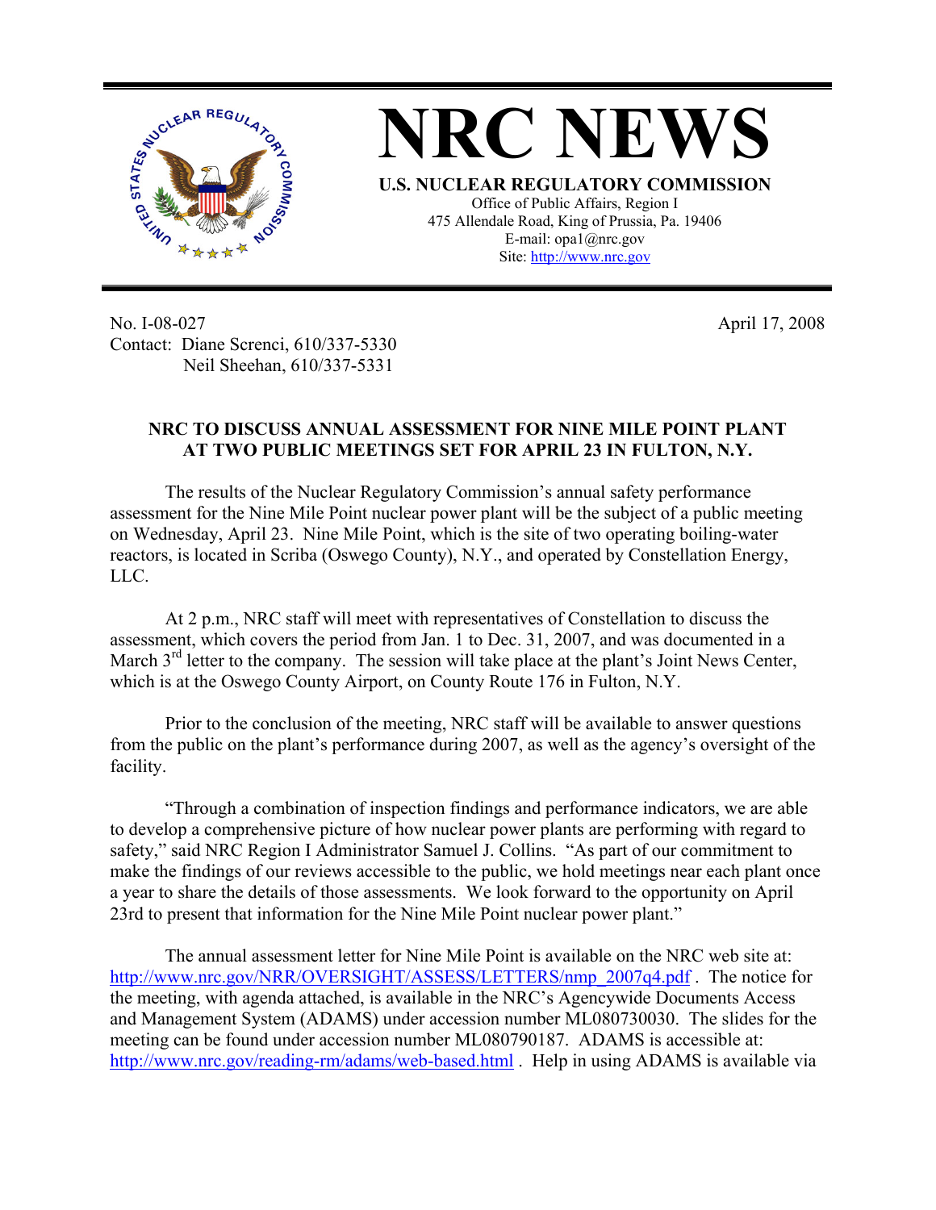# NRC NEWS

**U.S. NUCLEAR REGULATORY COMMISSION**
Office of Public Affairs, Region I
475 Allendale Road, King of Prussia, Pa. 19406
E-mail: opa1@nrc.gov
Site: http://www.nrc.gov

No. I-08-027
Contact: Diane Screnci, 610/337-5330
Neil Sheehan, 610/337-5331

April 17, 2008

**NRC TO DISCUSS ANNUAL ASSESSMENT FOR NINE MILE POINT PLANT AT TWO PUBLIC MEETINGS SET FOR APRIL 23 IN FULTON, N.Y.**

The results of the Nuclear Regulatory Commission's annual safety performance assessment for the Nine Mile Point nuclear power plant will be the subject of a public meeting on Wednesday, April 23. Nine Mile Point, which is the site of two operating boiling-water reactors, is located in Scriba (Oswego County), N.Y., and operated by Constellation Energy, LLC.

At 2 p.m., NRC staff will meet with representatives of Constellation to discuss the assessment, which covers the period from Jan. 1 to Dec. 31, 2007, and was documented in a March 3rd letter to the company. The session will take place at the plant's Joint News Center, which is at the Oswego County Airport, on County Route 176 in Fulton, N.Y.

Prior to the conclusion of the meeting, NRC staff will be available to answer questions from the public on the plant's performance during 2007, as well as the agency's oversight of the facility.

"Through a combination of inspection findings and performance indicators, we are able to develop a comprehensive picture of how nuclear power plants are performing with regard to safety," said NRC Region I Administrator Samuel J. Collins. "As part of our commitment to make the findings of our reviews accessible to the public, we hold meetings near each plant once a year to share the details of those assessments. We look forward to the opportunity on April 23rd to present that information for the Nine Mile Point nuclear power plant."

The annual assessment letter for Nine Mile Point is available on the NRC web site at: http://www.nrc.gov/NRR/OVERSIGHT/ASSESS/LETTERS/nmp_2007q4.pdf . The notice for the meeting, with agenda attached, is available in the NRC's Agencywide Documents Access and Management System (ADAMS) under accession number ML080730030. The slides for the meeting can be found under accession number ML080790187. ADAMS is accessible at: http://www.nrc.gov/reading-rm/adams/web-based.html . Help in using ADAMS is available via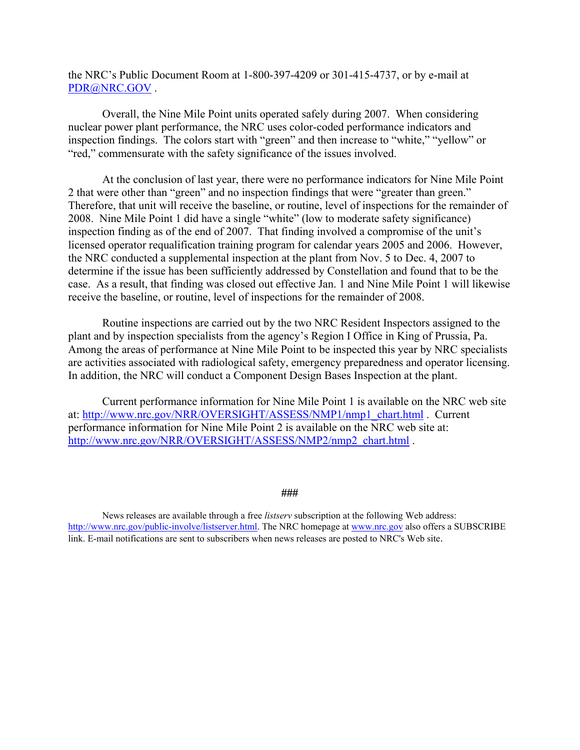the NRC's Public Document Room at 1-800-397-4209 or 301-415-4737, or by e-mail at PDR@NRC.GOV .

Overall, the Nine Mile Point units operated safely during 2007. When considering nuclear power plant performance, the NRC uses color-coded performance indicators and inspection findings. The colors start with "green" and then increase to "white," "yellow" or "red," commensurate with the safety significance of the issues involved.

At the conclusion of last year, there were no performance indicators for Nine Mile Point 2 that were other than "green" and no inspection findings that were "greater than green." Therefore, that unit will receive the baseline, or routine, level of inspections for the remainder of 2008. Nine Mile Point 1 did have a single "white" (low to moderate safety significance) inspection finding as of the end of 2007. That finding involved a compromise of the unit's licensed operator requalification training program for calendar years 2005 and 2006. However, the NRC conducted a supplemental inspection at the plant from Nov. 5 to Dec. 4, 2007 to determine if the issue has been sufficiently addressed by Constellation and found that to be the case. As a result, that finding was closed out effective Jan. 1 and Nine Mile Point 1 will likewise receive the baseline, or routine, level of inspections for the remainder of 2008.

Routine inspections are carried out by the two NRC Resident Inspectors assigned to the plant and by inspection specialists from the agency's Region I Office in King of Prussia, Pa. Among the areas of performance at Nine Mile Point to be inspected this year by NRC specialists are activities associated with radiological safety, emergency preparedness and operator licensing. In addition, the NRC will conduct a Component Design Bases Inspection at the plant.

Current performance information for Nine Mile Point 1 is available on the NRC web site at: http://www.nrc.gov/NRR/OVERSIGHT/ASSESS/NMP1/nmp1_chart.html . Current performance information for Nine Mile Point 2 is available on the NRC web site at: http://www.nrc.gov/NRR/OVERSIGHT/ASSESS/NMP2/nmp2_chart.html .

###

News releases are available through a free *listserv* subscription at the following Web address: http://www.nrc.gov/public-involve/listserver.html. The NRC homepage at www.nrc.gov also offers a SUBSCRIBE link. E-mail notifications are sent to subscribers when news releases are posted to NRC's Web site.